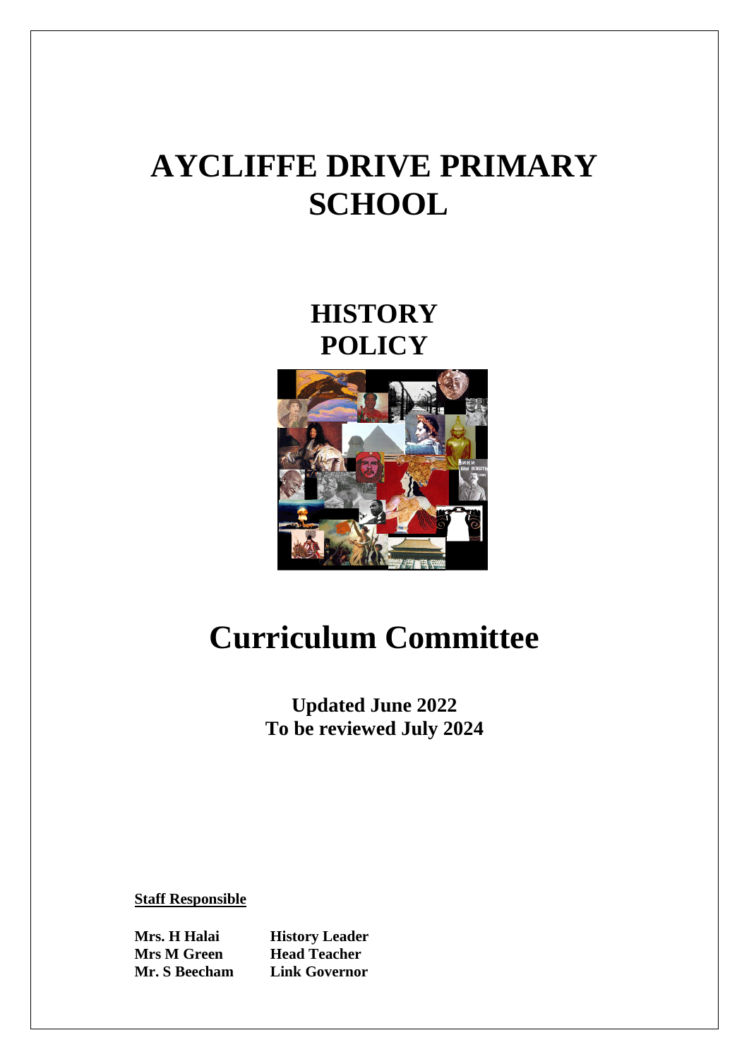# AYCLIFFE DRIVE PRIMARY SCHOOL

## HISTORY POLICY

# Curriculum Committee

**Updated June 2022**
**To be reviewed July 2024**

**Staff Responsible**

| | |
|---|---|
| **Mrs. H Halai** | **History Leader** |
| **Mrs M Green** | **Head Teacher** |
| **Mr. S Beecham** | **Link Governor** |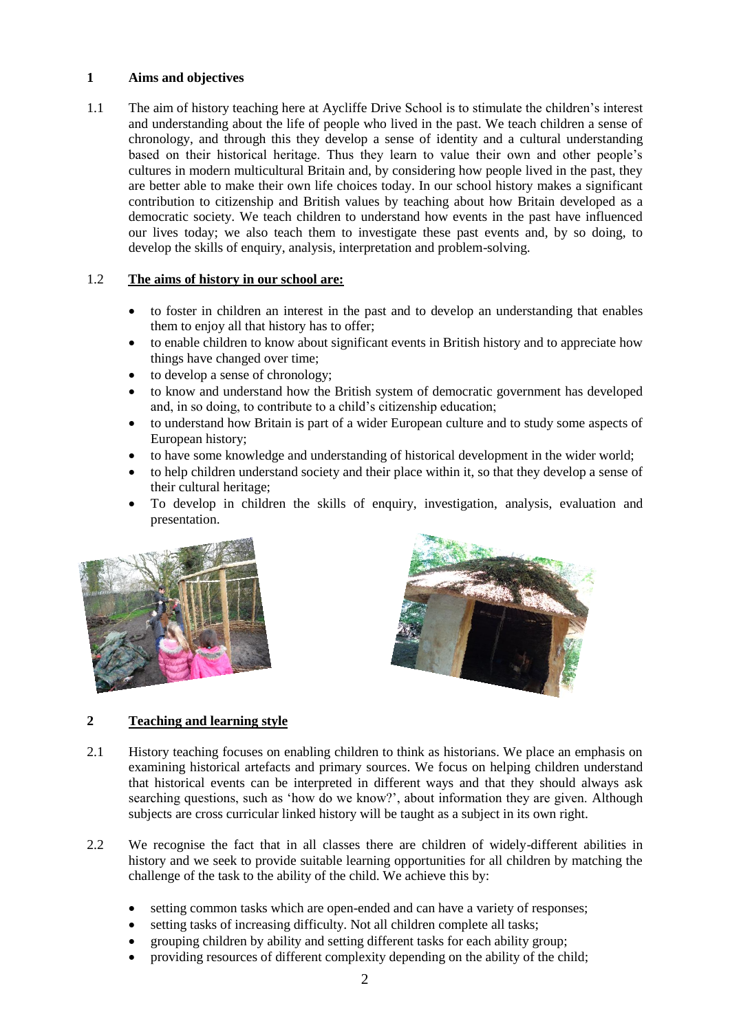## 1 Aims and objectives

1.1 The aim of history teaching here at Aycliffe Drive School is to stimulate the children's interest and understanding about the life of people who lived in the past. We teach children a sense of chronology, and through this they develop a sense of identity and a cultural understanding based on their historical heritage. Thus they learn to value their own and other people's cultures in modern multicultural Britain and, by considering how people lived in the past, they are better able to make their own life choices today. In our school history makes a significant contribution to citizenship and British values by teaching about how Britain developed as a democratic society. We teach children to understand how events in the past have influenced our lives today; we also teach them to investigate these past events and, by so doing, to develop the skills of enquiry, analysis, interpretation and problem-solving.

1.2 **The aims of history in our school are:**

- to foster in children an interest in the past and to develop an understanding that enables them to enjoy all that history has to offer;
- to enable children to know about significant events in British history and to appreciate how things have changed over time;
- to develop a sense of chronology;
- to know and understand how the British system of democratic government has developed and, in so doing, to contribute to a child's citizenship education;
- to understand how Britain is part of a wider European culture and to study some aspects of European history;
- to have some knowledge and understanding of historical development in the wider world;
- to help children understand society and their place within it, so that they develop a sense of their cultural heritage;
- To develop in children the skills of enquiry, investigation, analysis, evaluation and presentation.

## 2 Teaching and learning style

2.1 History teaching focuses on enabling children to think as historians. We place an emphasis on examining historical artefacts and primary sources. We focus on helping children understand that historical events can be interpreted in different ways and that they should always ask searching questions, such as 'how do we know?', about information they are given. Although subjects are cross curricular linked history will be taught as a subject in its own right.

2.2 We recognise the fact that in all classes there are children of widely-different abilities in history and we seek to provide suitable learning opportunities for all children by matching the challenge of the task to the ability of the child. We achieve this by:

- setting common tasks which are open-ended and can have a variety of responses;
- setting tasks of increasing difficulty. Not all children complete all tasks;
- grouping children by ability and setting different tasks for each ability group;
- providing resources of different complexity depending on the ability of the child;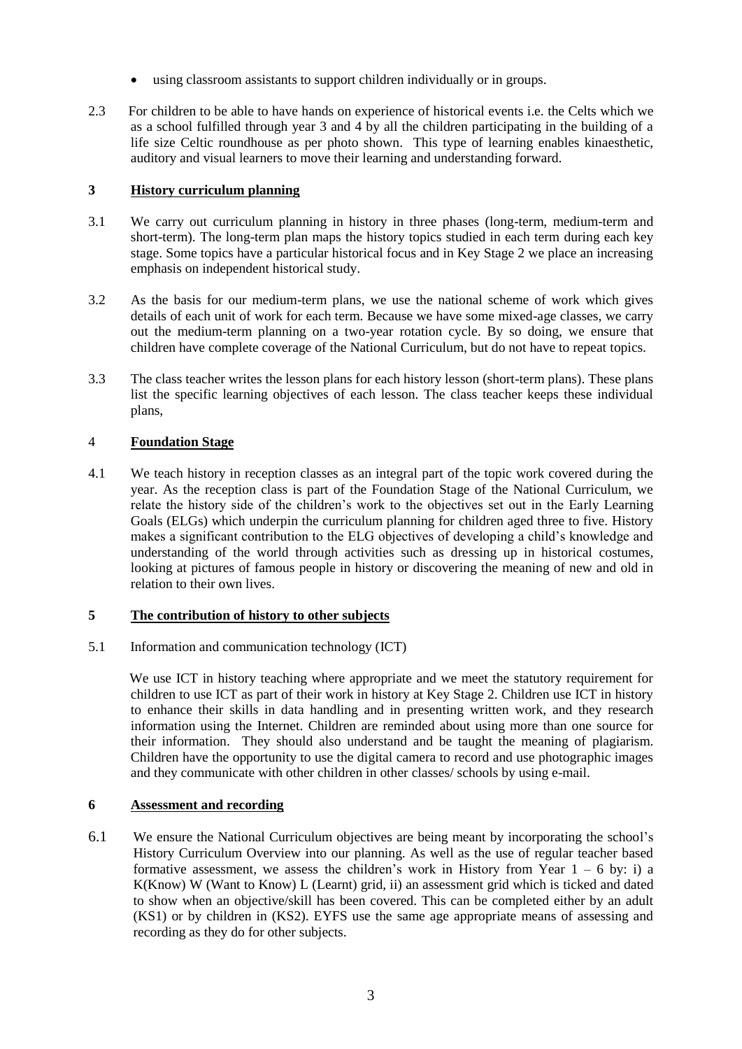- using classroom assistants to support children individually or in groups.

2.3 For children to be able to have hands on experience of historical events i.e. the Celts which we as a school fulfilled through year 3 and 4 by all the children participating in the building of a life size Celtic roundhouse as per photo shown. This type of learning enables kinaesthetic, auditory and visual learners to move their learning and understanding forward.

## 3 History curriculum planning

3.1 We carry out curriculum planning in history in three phases (long-term, medium-term and short-term). The long-term plan maps the history topics studied in each term during each key stage. Some topics have a particular historical focus and in Key Stage 2 we place an increasing emphasis on independent historical study.

3.2 As the basis for our medium-term plans, we use the national scheme of work which gives details of each unit of work for each term. Because we have some mixed-age classes, we carry out the medium-term planning on a two-year rotation cycle. By so doing, we ensure that children have complete coverage of the National Curriculum, but do not have to repeat topics.

3.3 The class teacher writes the lesson plans for each history lesson (short-term plans). These plans list the specific learning objectives of each lesson. The class teacher keeps these individual plans,

## 4 Foundation Stage

4.1 We teach history in reception classes as an integral part of the topic work covered during the year. As the reception class is part of the Foundation Stage of the National Curriculum, we relate the history side of the children's work to the objectives set out in the Early Learning Goals (ELGs) which underpin the curriculum planning for children aged three to five. History makes a significant contribution to the ELG objectives of developing a child's knowledge and understanding of the world through activities such as dressing up in historical costumes, looking at pictures of famous people in history or discovering the meaning of new and old in relation to their own lives.

## 5 The contribution of history to other subjects

5.1 Information and communication technology (ICT)

We use ICT in history teaching where appropriate and we meet the statutory requirement for children to use ICT as part of their work in history at Key Stage 2. Children use ICT in history to enhance their skills in data handling and in presenting written work, and they research information using the Internet. Children are reminded about using more than one source for their information. They should also understand and be taught the meaning of plagiarism. Children have the opportunity to use the digital camera to record and use photographic images and they communicate with other children in other classes/ schools by using e-mail.

## 6 Assessment and recording

6.1 We ensure the National Curriculum objectives are being meant by incorporating the school's History Curriculum Overview into our planning. As well as the use of regular teacher based formative assessment, we assess the children's work in History from Year 1 – 6 by: i) a K(Know) W (Want to Know) L (Learnt) grid, ii) an assessment grid which is ticked and dated to show when an objective/skill has been covered. This can be completed either by an adult (KS1) or by children in (KS2). EYFS use the same age appropriate means of assessing and recording as they do for other subjects.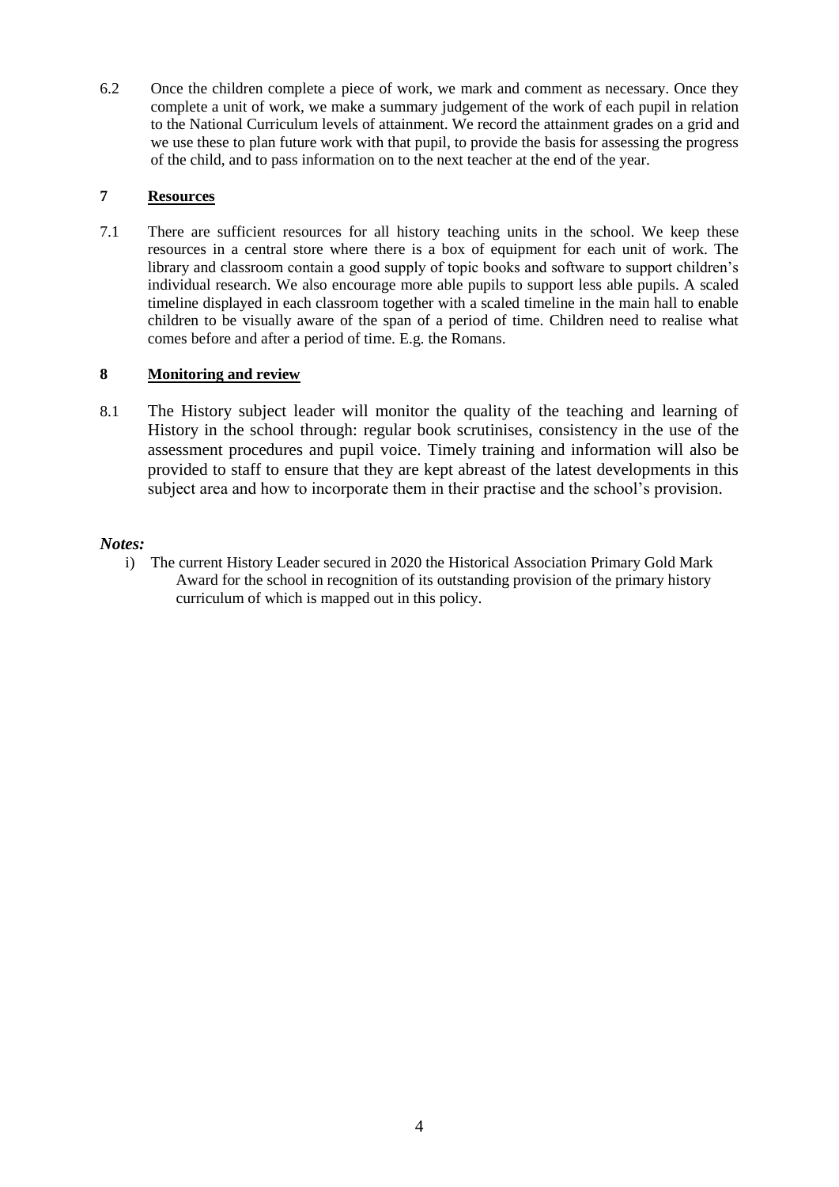6.2 Once the children complete a piece of work, we mark and comment as necessary. Once they complete a unit of work, we make a summary judgement of the work of each pupil in relation to the National Curriculum levels of attainment. We record the attainment grades on a grid and we use these to plan future work with that pupil, to provide the basis for assessing the progress of the child, and to pass information on to the next teacher at the end of the year.

## 7 Resources

7.1 There are sufficient resources for all history teaching units in the school. We keep these resources in a central store where there is a box of equipment for each unit of work. The library and classroom contain a good supply of topic books and software to support children's individual research. We also encourage more able pupils to support less able pupils. A scaled timeline displayed in each classroom together with a scaled timeline in the main hall to enable children to be visually aware of the span of a period of time. Children need to realise what comes before and after a period of time. E.g. the Romans.

## 8 Monitoring and review

8.1 The History subject leader will monitor the quality of the teaching and learning of History in the school through: regular book scrutinises, consistency in the use of the assessment procedures and pupil voice. Timely training and information will also be provided to staff to ensure that they are kept abreast of the latest developments in this subject area and how to incorporate them in their practise and the school's provision.

***Notes:***

i) The current History Leader secured in 2020 the Historical Association Primary Gold Mark Award for the school in recognition of its outstanding provision of the primary history curriculum of which is mapped out in this policy.